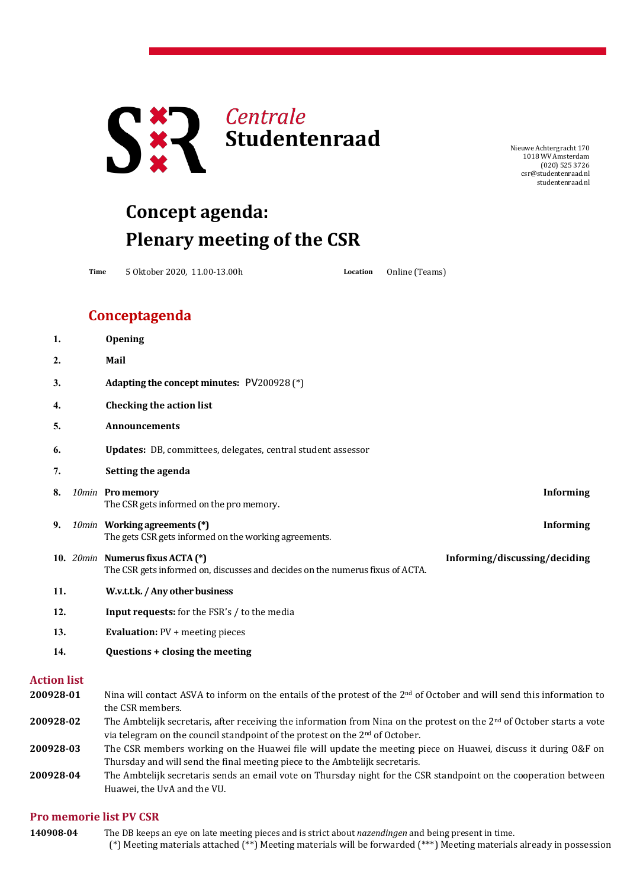Centrale **Studentenraad**

Nieuwe Achtergracht 170
1018 WV Amsterdam
(020) 525 3726
csr@studentenraad.nl
studentenraad.nl

# Concept agenda: Plenary meeting of the CSR

**Time** 5 Oktober 2020, 11.00-13.00h **Location** Online (Teams)

## Conceptagenda

1. **Opening**
2. **Mail**
3. **Adapting the concept minutes:** PV200928 (*)
4. **Checking the action list**
5. **Announcements**
6. **Updates:** DB, committees, delegates, central student assessor
7. **Setting the agenda**
8. *10min* **Pro memory** — **Informing**
   The CSR gets informed on the pro memory.
9. *10min* **Working agreements (*)** — **Informing**
   The gets CSR gets informed on the working agreements.
10. *20min* **Numerus fixus ACTA (*)** — **Informing/discussing/deciding**
    The CSR gets informed on, discusses and decides on the numerus fixus of ACTA.
11. **W.v.t.t.k. / Any other business**
12. **Input requests:** for the FSR's / to the media
13. **Evaluation:** PV + meeting pieces
14. **Questions + closing the meeting**

## Action list

| | |
|---|---|
| **200928-01** | Nina will contact ASVA to inform on the entails of the protest of the 2nd of October and will send this information to the CSR members. |
| **200928-02** | The Ambtelijk secretaris, after receiving the information from Nina on the protest on the 2nd of October starts a vote via telegram on the council standpoint of the protest on the 2nd of October. |
| **200928-03** | The CSR members working on the Huawei file will update the meeting piece on Huawei, discuss it during O&F on Thursday and will send the final meeting piece to the Ambtelijk secretaris. |
| **200928-04** | The Ambtelijk secretaris sends an email vote on Thursday night for the CSR standpoint on the cooperation between Huawei, the UvA and the VU. |

## Pro memorie list PV CSR

| | |
|---|---|
| **140908-04** | The DB keeps an eye on late meeting pieces and is strict about *nazendingen* and being present in time. |

(*) Meeting materials attached (**) Meeting materials will be forwarded (***) Meeting materials already in possession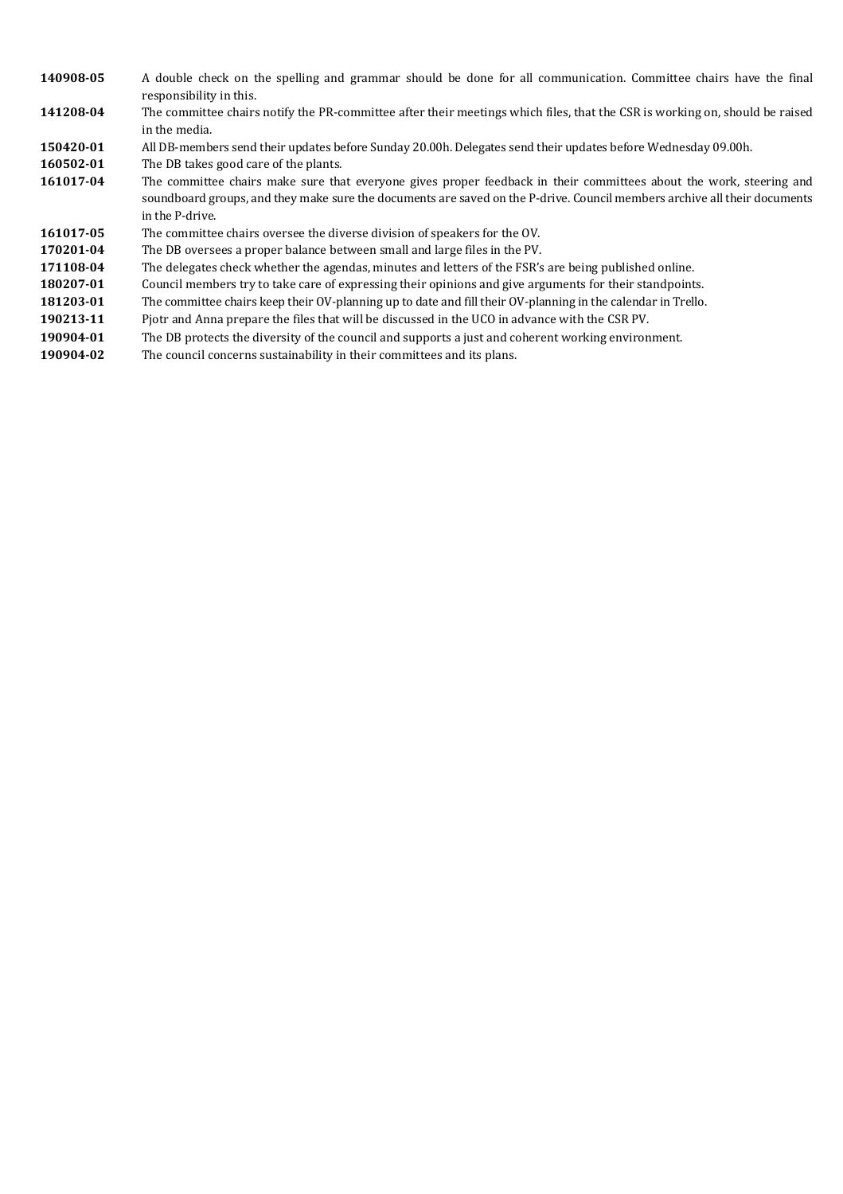| | |
|---|---|
| **140908-05** | A double check on the spelling and grammar should be done for all communication. Committee chairs have the final responsibility in this. |
| **141208-04** | The committee chairs notify the PR-committee after their meetings which files, that the CSR is working on, should be raised in the media. |
| **150420-01** | All DB-members send their updates before Sunday 20.00h. Delegates send their updates before Wednesday 09.00h. |
| **160502-01** | The DB takes good care of the plants. |
| **161017-04** | The committee chairs make sure that everyone gives proper feedback in their committees about the work, steering and soundboard groups, and they make sure the documents are saved on the P-drive. Council members archive all their documents in the P-drive. |
| **161017-05** | The committee chairs oversee the diverse division of speakers for the OV. |
| **170201-04** | The DB oversees a proper balance between small and large files in the PV. |
| **171108-04** | The delegates check whether the agendas, minutes and letters of the FSR's are being published online. |
| **180207-01** | Council members try to take care of expressing their opinions and give arguments for their standpoints. |
| **181203-01** | The committee chairs keep their OV-planning up to date and fill their OV-planning in the calendar in Trello. |
| **190213-11** | Pjotr and Anna prepare the files that will be discussed in the UCO in advance with the CSR PV. |
| **190904-01** | The DB protects the diversity of the council and supports a just and coherent working environment. |
| **190904-02** | The council concerns sustainability in their committees and its plans. |